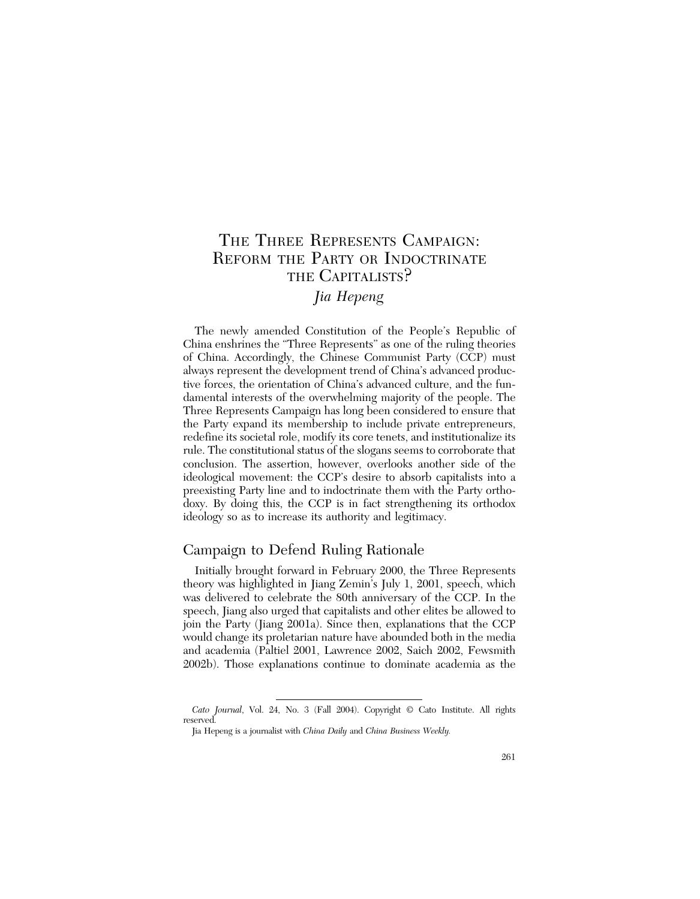# The Three Represents Campaign: Reform the Party or Indoctrinate the Capitalists?

*Jia Hepeng*

The newly amended Constitution of the People's Republic of China enshrines the "Three Represents" as one of the ruling theories of China. Accordingly, the Chinese Communist Party (CCP) must always represent the development trend of China's advanced productive forces, the orientation of China's advanced culture, and the fundamental interests of the overwhelming majority of the people. The Three Represents Campaign has long been considered to ensure that the Party expand its membership to include private entrepreneurs, redefine its societal role, modify its core tenets, and institutionalize its rule. The constitutional status of the slogans seems to corroborate that conclusion. The assertion, however, overlooks another side of the ideological movement: the CCP's desire to absorb capitalists into a preexisting Party line and to indoctrinate them with the Party orthodoxy. By doing this, the CCP is in fact strengthening its orthodox ideology so as to increase its authority and legitimacy.

## Campaign to Defend Ruling Rationale

Initially brought forward in February 2000, the Three Represents theory was highlighted in Jiang Zemin's July 1, 2001, speech, which was delivered to celebrate the 80th anniversary of the CCP. In the speech, Jiang also urged that capitalists and other elites be allowed to join the Party (Jiang 2001a). Since then, explanations that the CCP would change its proletarian nature have abounded both in the media and academia (Paltiel 2001, Lawrence 2002, Saich 2002, Fewsmith 2002b). Those explanations continue to dominate academia as the

*Cato Journal*, Vol. 24, No. 3 (Fall 2004). Copyright © Cato Institute. All rights reserved.

Jia Hepeng is a journalist with *China Daily* and *China Business Weekly.*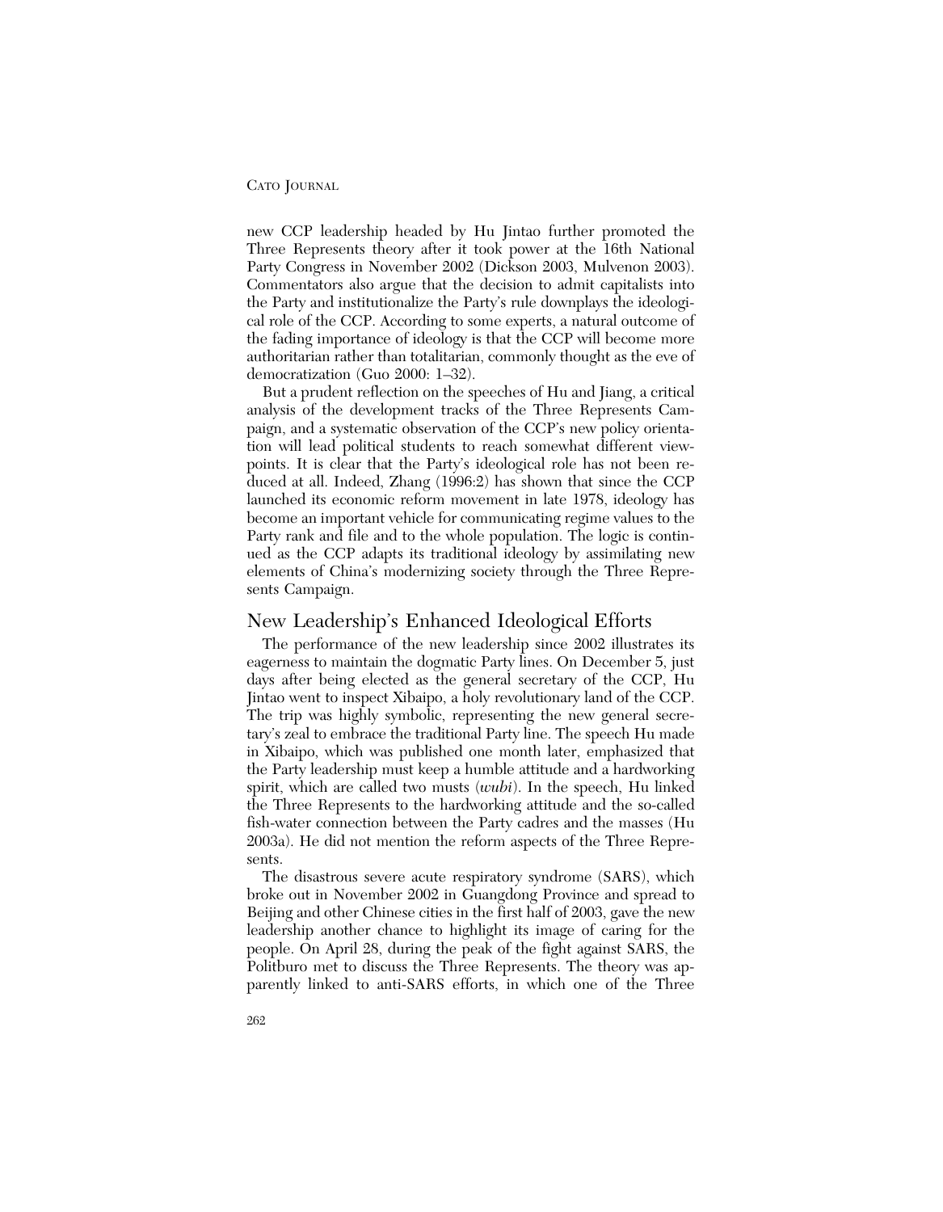new CCP leadership headed by Hu Jintao further promoted the Three Represents theory after it took power at the 16th National Party Congress in November 2002 (Dickson 2003, Mulvenon 2003). Commentators also argue that the decision to admit capitalists into the Party and institutionalize the Party's rule downplays the ideological role of the CCP. According to some experts, a natural outcome of the fading importance of ideology is that the CCP will become more authoritarian rather than totalitarian, commonly thought as the eve of democratization (Guo 2000: 1–32).

But a prudent reflection on the speeches of Hu and Jiang, a critical analysis of the development tracks of the Three Represents Campaign, and a systematic observation of the CCP's new policy orientation will lead political students to reach somewhat different viewpoints. It is clear that the Party's ideological role has not been reduced at all. Indeed, Zhang (1996:2) has shown that since the CCP launched its economic reform movement in late 1978, ideology has become an important vehicle for communicating regime values to the Party rank and file and to the whole population. The logic is continued as the CCP adapts its traditional ideology by assimilating new elements of China's modernizing society through the Three Represents Campaign.

## New Leadership's Enhanced Ideological Efforts

The performance of the new leadership since 2002 illustrates its eagerness to maintain the dogmatic Party lines. On December 5, just days after being elected as the general secretary of the CCP, Hu Jintao went to inspect Xibaipo, a holy revolutionary land of the CCP. The trip was highly symbolic, representing the new general secretary's zeal to embrace the traditional Party line. The speech Hu made in Xibaipo, which was published one month later, emphasized that the Party leadership must keep a humble attitude and a hardworking spirit, which are called two musts (*wubi*). In the speech, Hu linked the Three Represents to the hardworking attitude and the so-called fish-water connection between the Party cadres and the masses (Hu 2003a). He did not mention the reform aspects of the Three Represents.

The disastrous severe acute respiratory syndrome (SARS), which broke out in November 2002 in Guangdong Province and spread to Beijing and other Chinese cities in the first half of 2003, gave the new leadership another chance to highlight its image of caring for the people. On April 28, during the peak of the fight against SARS, the Politburo met to discuss the Three Represents. The theory was apparently linked to anti-SARS efforts, in which one of the Three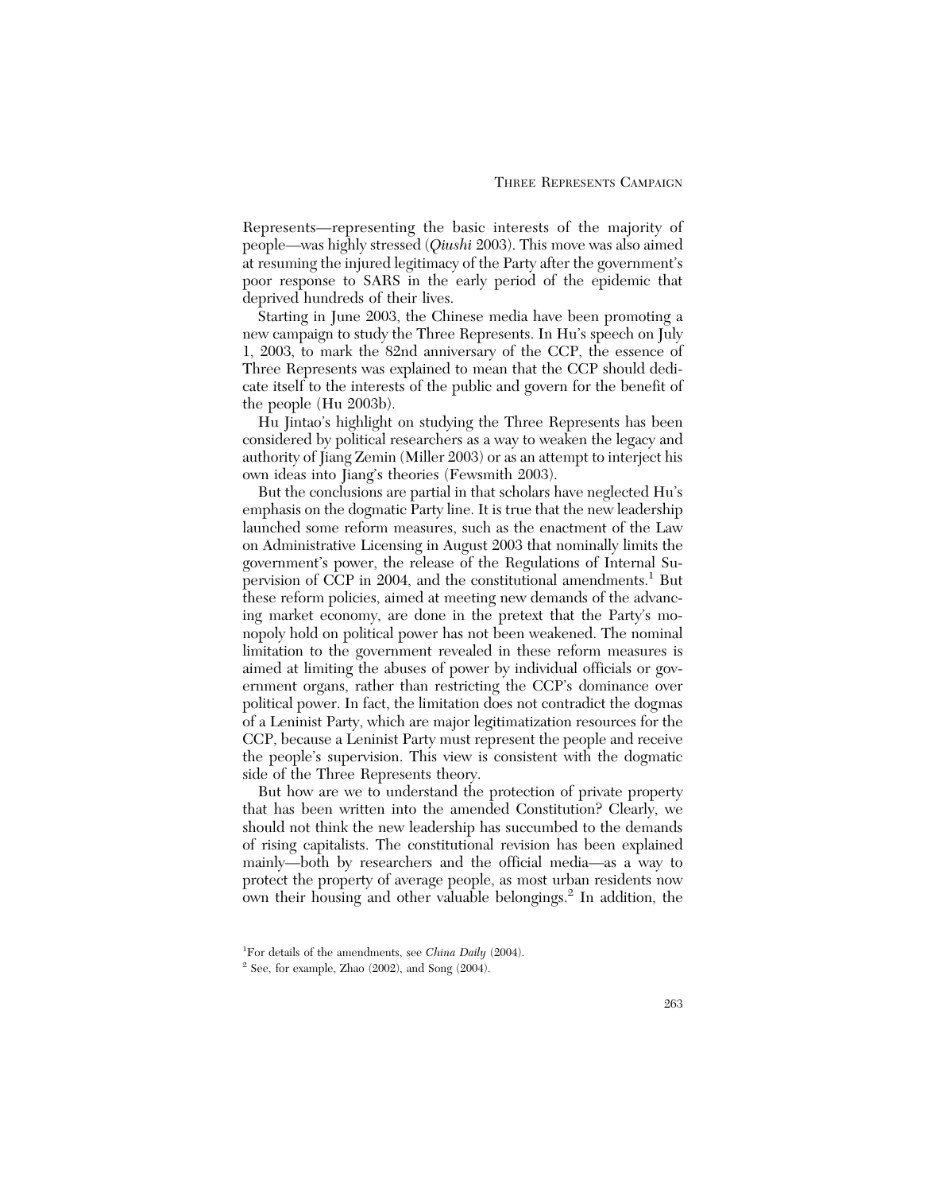Represents—representing the basic interests of the majority of people—was highly stressed (*Qiushi* 2003). This move was also aimed at resuming the injured legitimacy of the Party after the government's poor response to SARS in the early period of the epidemic that deprived hundreds of their lives.

Starting in June 2003, the Chinese media have been promoting a new campaign to study the Three Represents. In Hu's speech on July 1, 2003, to mark the 82nd anniversary of the CCP, the essence of Three Represents was explained to mean that the CCP should dedicate itself to the interests of the public and govern for the benefit of the people (Hu 2003b).

Hu Jintao's highlight on studying the Three Represents has been considered by political researchers as a way to weaken the legacy and authority of Jiang Zemin (Miller 2003) or as an attempt to interject his own ideas into Jiang's theories (Fewsmith 2003).

But the conclusions are partial in that scholars have neglected Hu's emphasis on the dogmatic Party line. It is true that the new leadership launched some reform measures, such as the enactment of the Law on Administrative Licensing in August 2003 that nominally limits the government's power, the release of the Regulations of Internal Supervision of CCP in 2004, and the constitutional amendments.[1] But these reform policies, aimed at meeting new demands of the advancing market economy, are done in the pretext that the Party's monopoly hold on political power has not been weakened. The nominal limitation to the government revealed in these reform measures is aimed at limiting the abuses of power by individual officials or government organs, rather than restricting the CCP's dominance over political power. In fact, the limitation does not contradict the dogmas of a Leninist Party, which are major legitimatization resources for the CCP, because a Leninist Party must represent the people and receive the people's supervision. This view is consistent with the dogmatic side of the Three Represents theory.

But how are we to understand the protection of private property that has been written into the amended Constitution? Clearly, we should not think the new leadership has succumbed to the demands of rising capitalists. The constitutional revision has been explained mainly—both by researchers and the official media—as a way to protect the property of average people, as most urban residents now own their housing and other valuable belongings.[2] In addition, the

[1]For details of the amendments, see *China Daily* (2004).

[2] See, for example, Zhao (2002), and Song (2004).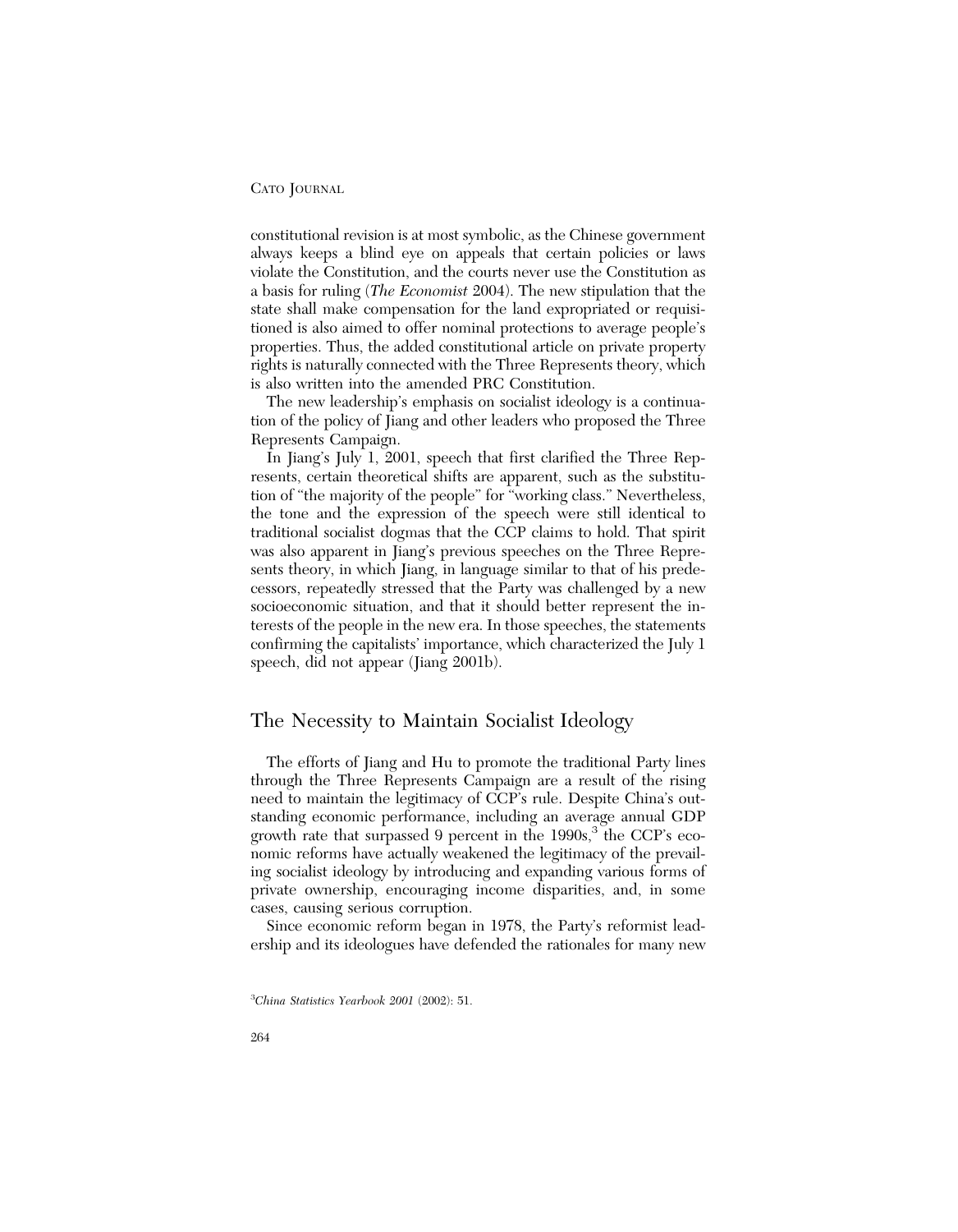constitutional revision is at most symbolic, as the Chinese government always keeps a blind eye on appeals that certain policies or laws violate the Constitution, and the courts never use the Constitution as a basis for ruling (*The Economist* 2004). The new stipulation that the state shall make compensation for the land expropriated or requisitioned is also aimed to offer nominal protections to average people's properties. Thus, the added constitutional article on private property rights is naturally connected with the Three Represents theory, which is also written into the amended PRC Constitution.

The new leadership's emphasis on socialist ideology is a continuation of the policy of Jiang and other leaders who proposed the Three Represents Campaign.

In Jiang's July 1, 2001, speech that first clarified the Three Represents, certain theoretical shifts are apparent, such as the substitution of "the majority of the people" for "working class." Nevertheless, the tone and the expression of the speech were still identical to traditional socialist dogmas that the CCP claims to hold. That spirit was also apparent in Jiang's previous speeches on the Three Represents theory, in which Jiang, in language similar to that of his predecessors, repeatedly stressed that the Party was challenged by a new socioeconomic situation, and that it should better represent the interests of the people in the new era. In those speeches, the statements confirming the capitalists' importance, which characterized the July 1 speech, did not appear (Jiang 2001b).

## The Necessity to Maintain Socialist Ideology

The efforts of Jiang and Hu to promote the traditional Party lines through the Three Represents Campaign are a result of the rising need to maintain the legitimacy of CCP's rule. Despite China's outstanding economic performance, including an average annual GDP growth rate that surpassed 9 percent in the 1990s,[3] the CCP's economic reforms have actually weakened the legitimacy of the prevailing socialist ideology by introducing and expanding various forms of private ownership, encouraging income disparities, and, in some cases, causing serious corruption.

Since economic reform began in 1978, the Party's reformist leadership and its ideologues have defended the rationales for many new

[3] *China Statistics Yearbook 2001* (2002): 51.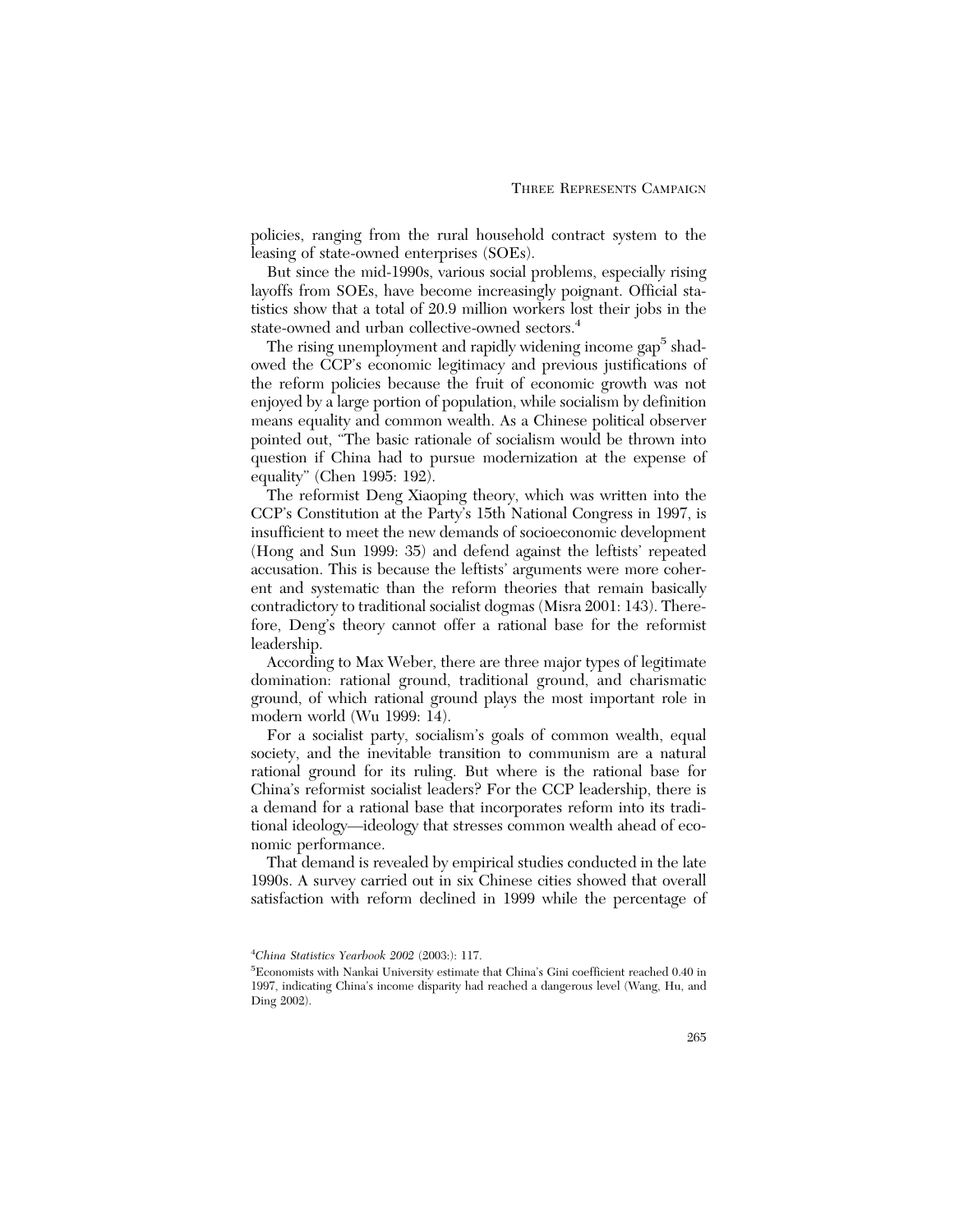policies, ranging from the rural household contract system to the leasing of state-owned enterprises (SOEs).

But since the mid-1990s, various social problems, especially rising layoffs from SOEs, have become increasingly poignant. Official statistics show that a total of 20.9 million workers lost their jobs in the state-owned and urban collective-owned sectors.[4]

The rising unemployment and rapidly widening income gap[5] shadowed the CCP's economic legitimacy and previous justifications of the reform policies because the fruit of economic growth was not enjoyed by a large portion of population, while socialism by definition means equality and common wealth. As a Chinese political observer pointed out, "The basic rationale of socialism would be thrown into question if China had to pursue modernization at the expense of equality" (Chen 1995: 192).

The reformist Deng Xiaoping theory, which was written into the CCP's Constitution at the Party's 15th National Congress in 1997, is insufficient to meet the new demands of socioeconomic development (Hong and Sun 1999: 35) and defend against the leftists' repeated accusation. This is because the leftists' arguments were more coherent and systematic than the reform theories that remain basically contradictory to traditional socialist dogmas (Misra 2001: 143). Therefore, Deng's theory cannot offer a rational base for the reformist leadership.

According to Max Weber, there are three major types of legitimate domination: rational ground, traditional ground, and charismatic ground, of which rational ground plays the most important role in modern world (Wu 1999: 14).

For a socialist party, socialism's goals of common wealth, equal society, and the inevitable transition to communism are a natural rational ground for its ruling. But where is the rational base for China's reformist socialist leaders? For the CCP leadership, there is a demand for a rational base that incorporates reform into its traditional ideology—ideology that stresses common wealth ahead of economic performance.

That demand is revealed by empirical studies conducted in the late 1990s. A survey carried out in six Chinese cities showed that overall satisfaction with reform declined in 1999 while the percentage of

---

[4] *China Statistics Yearbook 2002* (2003:): 117.

[5] Economists with Nankai University estimate that China's Gini coefficient reached 0.40 in 1997, indicating China's income disparity had reached a dangerous level (Wang, Hu, and Ding 2002).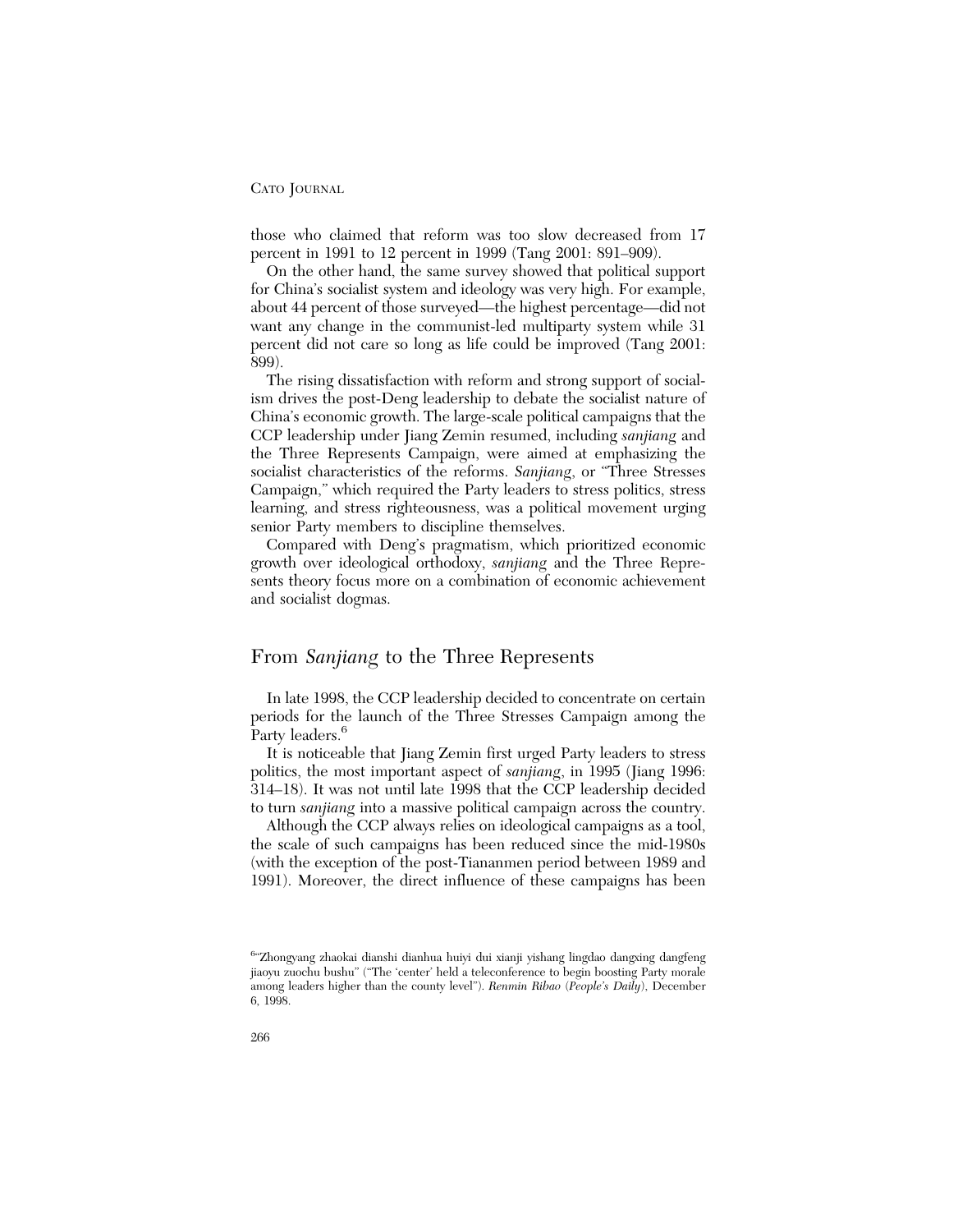those who claimed that reform was too slow decreased from 17 percent in 1991 to 12 percent in 1999 (Tang 2001: 891–909).

On the other hand, the same survey showed that political support for China's socialist system and ideology was very high. For example, about 44 percent of those surveyed—the highest percentage—did not want any change in the communist-led multiparty system while 31 percent did not care so long as life could be improved (Tang 2001: 899).

The rising dissatisfaction with reform and strong support of socialism drives the post-Deng leadership to debate the socialist nature of China's economic growth. The large-scale political campaigns that the CCP leadership under Jiang Zemin resumed, including *sanjiang* and the Three Represents Campaign, were aimed at emphasizing the socialist characteristics of the reforms. *Sanjiang*, or "Three Stresses Campaign," which required the Party leaders to stress politics, stress learning, and stress righteousness, was a political movement urging senior Party members to discipline themselves.

Compared with Deng's pragmatism, which prioritized economic growth over ideological orthodoxy, *sanjiang* and the Three Represents theory focus more on a combination of economic achievement and socialist dogmas.

## From *Sanjiang* to the Three Represents

In late 1998, the CCP leadership decided to concentrate on certain periods for the launch of the Three Stresses Campaign among the Party leaders.[6]

It is noticeable that Jiang Zemin first urged Party leaders to stress politics, the most important aspect of *sanjiang*, in 1995 (Jiang 1996: 314–18). It was not until late 1998 that the CCP leadership decided to turn *sanjiang* into a massive political campaign across the country.

Although the CCP always relies on ideological campaigns as a tool, the scale of such campaigns has been reduced since the mid-1980s (with the exception of the post-Tiananmen period between 1989 and 1991). Moreover, the direct influence of these campaigns has been

[6] "Zhongyang zhaokai dianshi dianhua huiyi dui xianji yishang lingdao dangxing dangfeng jiaoyu zuochu bushu" ("The 'center' held a teleconference to begin boosting Party morale among leaders higher than the county level"). *Renmin Ribao* (*People's Daily*), December 6, 1998.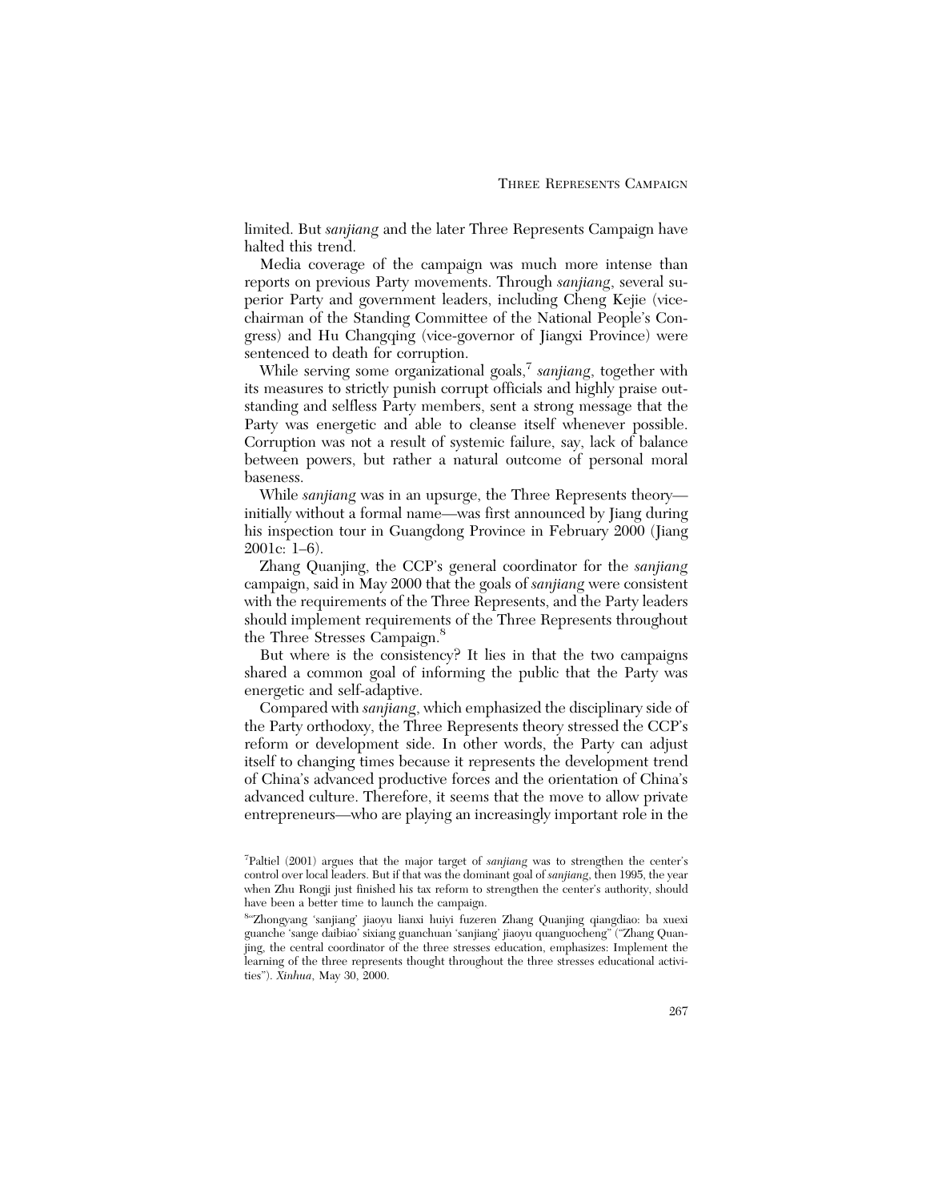limited. But *sanjiang* and the later Three Represents Campaign have halted this trend.

Media coverage of the campaign was much more intense than reports on previous Party movements. Through *sanjiang*, several superior Party and government leaders, including Cheng Kejie (vice-chairman of the Standing Committee of the National People's Congress) and Hu Changqing (vice-governor of Jiangxi Province) were sentenced to death for corruption.

While serving some organizational goals,[7] *sanjiang*, together with its measures to strictly punish corrupt officials and highly praise outstanding and selfless Party members, sent a strong message that the Party was energetic and able to cleanse itself whenever possible. Corruption was not a result of systemic failure, say, lack of balance between powers, but rather a natural outcome of personal moral baseness.

While *sanjiang* was in an upsurge, the Three Represents theory—initially without a formal name—was first announced by Jiang during his inspection tour in Guangdong Province in February 2000 (Jiang 2001c: 1–6).

Zhang Quanjing, the CCP's general coordinator for the *sanjiang* campaign, said in May 2000 that the goals of *sanjiang* were consistent with the requirements of the Three Represents, and the Party leaders should implement requirements of the Three Represents throughout the Three Stresses Campaign.[8]

But where is the consistency? It lies in that the two campaigns shared a common goal of informing the public that the Party was energetic and self-adaptive.

Compared with *sanjiang*, which emphasized the disciplinary side of the Party orthodoxy, the Three Represents theory stressed the CCP's reform or development side. In other words, the Party can adjust itself to changing times because it represents the development trend of China's advanced productive forces and the orientation of China's advanced culture. Therefore, it seems that the move to allow private entrepreneurs—who are playing an increasingly important role in the

[7] Paltiel (2001) argues that the major target of *sanjiang* was to strengthen the center's control over local leaders. But if that was the dominant goal of *sanjiang*, then 1995, the year when Zhu Rongji just finished his tax reform to strengthen the center's authority, should have been a better time to launch the campaign.

[8] "Zhongyang 'sanjiang' jiaoyu lianxi huiyi fuzeren Zhang Quanjing qiangdiao: ba xuexi guanche 'sange daibiao' sixiang guanchuan 'sanjiang' jiaoyu quanguocheng" ("Zhang Quanjing, the central coordinator of the three stresses education, emphasizes: Implement the learning of the three represents thought throughout the three stresses educational activities"). *Xinhua*, May 30, 2000.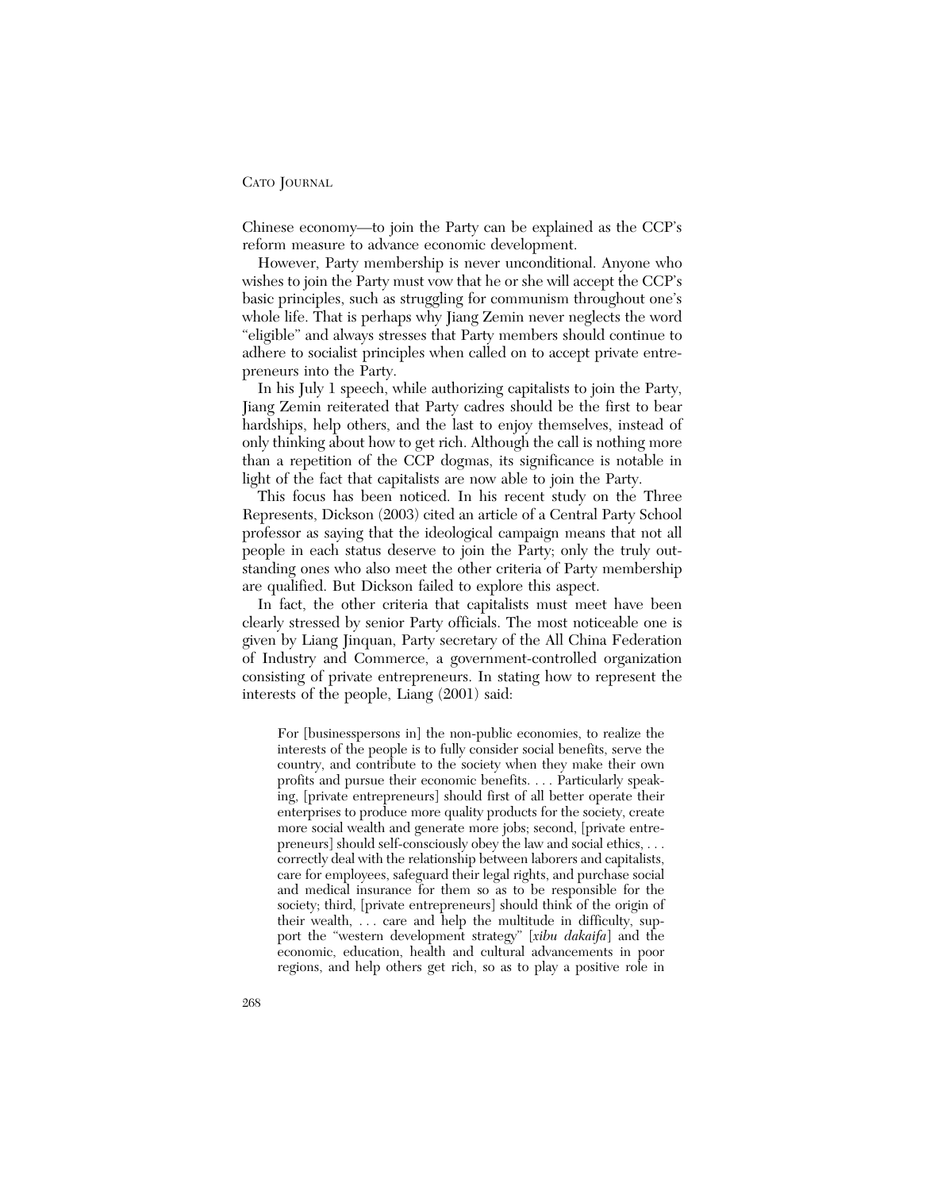Chinese economy—to join the Party can be explained as the CCP's reform measure to advance economic development.

However, Party membership is never unconditional. Anyone who wishes to join the Party must vow that he or she will accept the CCP's basic principles, such as struggling for communism throughout one's whole life. That is perhaps why Jiang Zemin never neglects the word "eligible" and always stresses that Party members should continue to adhere to socialist principles when called on to accept private entrepreneurs into the Party.

In his July 1 speech, while authorizing capitalists to join the Party, Jiang Zemin reiterated that Party cadres should be the first to bear hardships, help others, and the last to enjoy themselves, instead of only thinking about how to get rich. Although the call is nothing more than a repetition of the CCP dogmas, its significance is notable in light of the fact that capitalists are now able to join the Party.

This focus has been noticed. In his recent study on the Three Represents, Dickson (2003) cited an article of a Central Party School professor as saying that the ideological campaign means that not all people in each status deserve to join the Party; only the truly outstanding ones who also meet the other criteria of Party membership are qualified. But Dickson failed to explore this aspect.

In fact, the other criteria that capitalists must meet have been clearly stressed by senior Party officials. The most noticeable one is given by Liang Jinquan, Party secretary of the All China Federation of Industry and Commerce, a government-controlled organization consisting of private entrepreneurs. In stating how to represent the interests of the people, Liang (2001) said:

> For [businesspersons in] the non-public economies, to realize the interests of the people is to fully consider social benefits, serve the country, and contribute to the society when they make their own profits and pursue their economic benefits. . . . Particularly speaking, [private entrepreneurs] should first of all better operate their enterprises to produce more quality products for the society, create more social wealth and generate more jobs; second, [private entrepreneurs] should self-consciously obey the law and social ethics, . . . correctly deal with the relationship between laborers and capitalists, care for employees, safeguard their legal rights, and purchase social and medical insurance for them so as to be responsible for the society; third, [private entrepreneurs] should think of the origin of their wealth, . . . care and help the multitude in difficulty, support the "western development strategy" [*xibu dakaifa*] and the economic, education, health and cultural advancements in poor regions, and help others get rich, so as to play a positive role in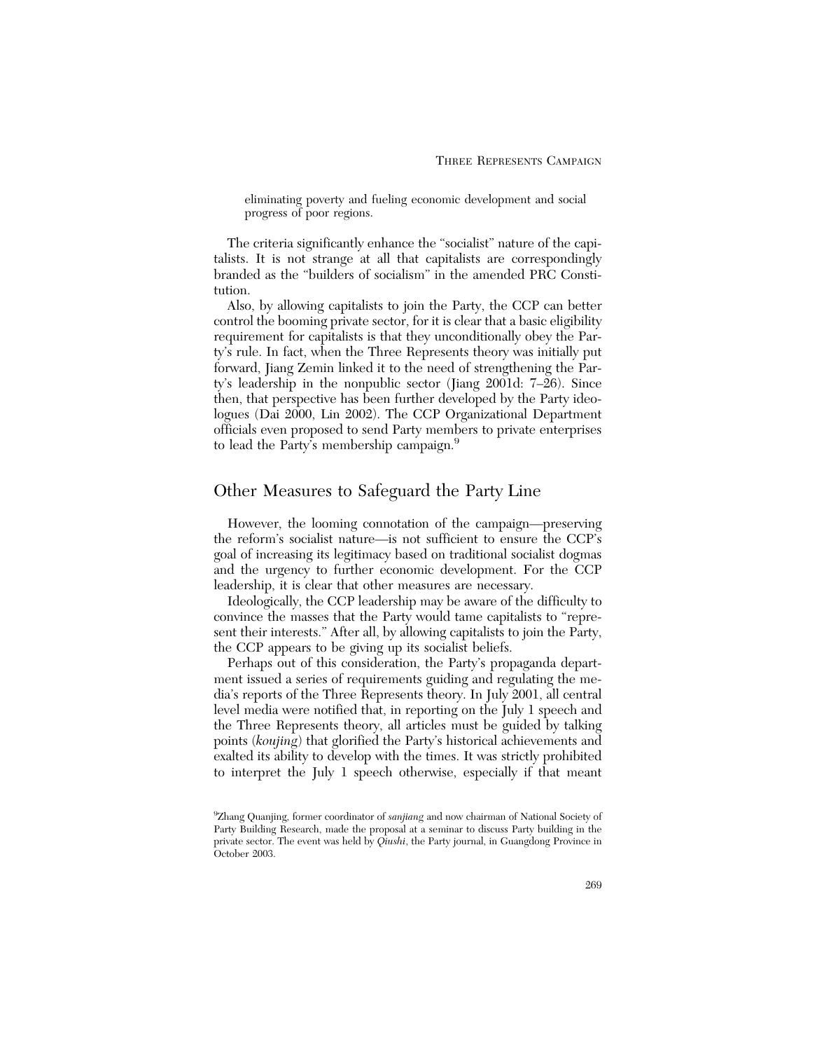eliminating poverty and fueling economic development and social progress of poor regions.

The criteria significantly enhance the "socialist" nature of the capitalists. It is not strange at all that capitalists are correspondingly branded as the "builders of socialism" in the amended PRC Constitution.

Also, by allowing capitalists to join the Party, the CCP can better control the booming private sector, for it is clear that a basic eligibility requirement for capitalists is that they unconditionally obey the Party's rule. In fact, when the Three Represents theory was initially put forward, Jiang Zemin linked it to the need of strengthening the Party's leadership in the nonpublic sector (Jiang 2001d: 7–26). Since then, that perspective has been further developed by the Party ideologues (Dai 2000, Lin 2002). The CCP Organizational Department officials even proposed to send Party members to private enterprises to lead the Party's membership campaign.[9]

## Other Measures to Safeguard the Party Line

However, the looming connotation of the campaign—preserving the reform's socialist nature—is not sufficient to ensure the CCP's goal of increasing its legitimacy based on traditional socialist dogmas and the urgency to further economic development. For the CCP leadership, it is clear that other measures are necessary.

Ideologically, the CCP leadership may be aware of the difficulty to convince the masses that the Party would tame capitalists to "represent their interests." After all, by allowing capitalists to join the Party, the CCP appears to be giving up its socialist beliefs.

Perhaps out of this consideration, the Party's propaganda department issued a series of requirements guiding and regulating the media's reports of the Three Represents theory. In July 2001, all central level media were notified that, in reporting on the July 1 speech and the Three Represents theory, all articles must be guided by talking points (*koujing*) that glorified the Party's historical achievements and exalted its ability to develop with the times. It was strictly prohibited to interpret the July 1 speech otherwise, especially if that meant

[9]Zhang Quanjing, former coordinator of *sanjiang* and now chairman of National Society of Party Building Research, made the proposal at a seminar to discuss Party building in the private sector. The event was held by *Qiushi*, the Party journal, in Guangdong Province in October 2003.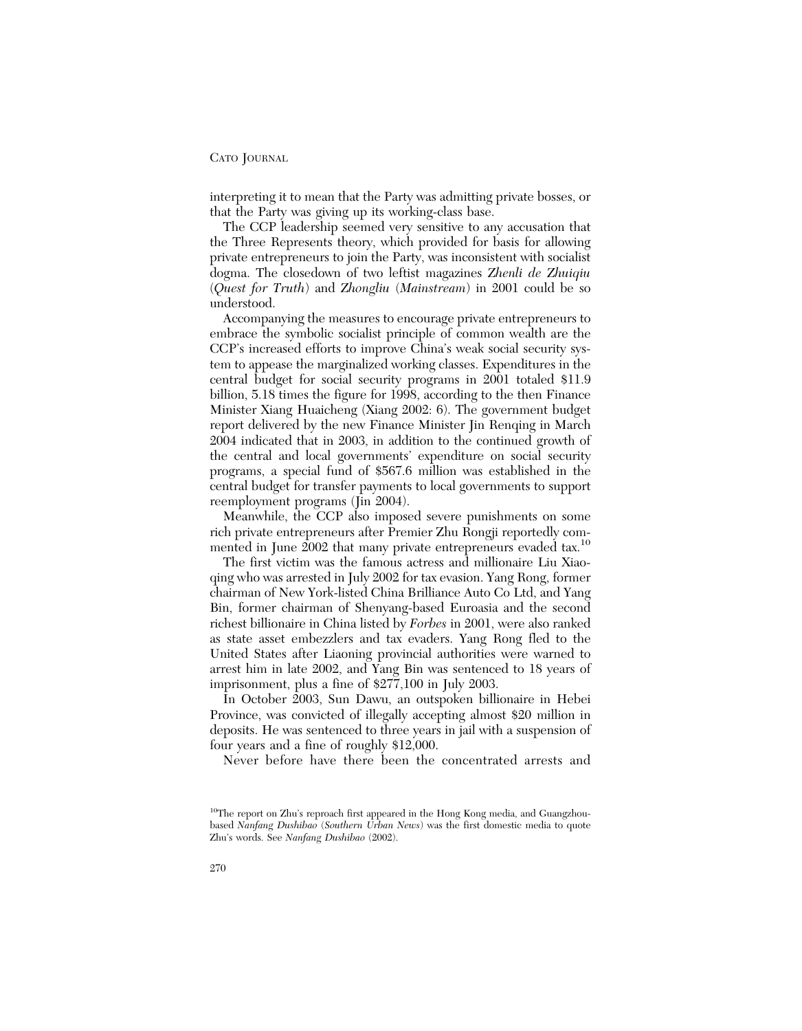interpreting it to mean that the Party was admitting private bosses, or that the Party was giving up its working-class base.

The CCP leadership seemed very sensitive to any accusation that the Three Represents theory, which provided for basis for allowing private entrepreneurs to join the Party, was inconsistent with socialist dogma. The closedown of two leftist magazines *Zhenli de Zhuiqiu* (*Quest for Truth*) and *Zhongliu* (*Mainstream*) in 2001 could be so understood.

Accompanying the measures to encourage private entrepreneurs to embrace the symbolic socialist principle of common wealth are the CCP's increased efforts to improve China's weak social security system to appease the marginalized working classes. Expenditures in the central budget for social security programs in 2001 totaled $11.9 billion, 5.18 times the figure for 1998, according to the then Finance Minister Xiang Huaicheng (Xiang 2002: 6). The government budget report delivered by the new Finance Minister Jin Renqing in March 2004 indicated that in 2003, in addition to the continued growth of the central and local governments' expenditure on social security programs, a special fund of $567.6 million was established in the central budget for transfer payments to local governments to support reemployment programs (Jin 2004).

Meanwhile, the CCP also imposed severe punishments on some rich private entrepreneurs after Premier Zhu Rongji reportedly commented in June 2002 that many private entrepreneurs evaded tax.[10]

The first victim was the famous actress and millionaire Liu Xiaoqing who was arrested in July 2002 for tax evasion. Yang Rong, former chairman of New York-listed China Brilliance Auto Co Ltd, and Yang Bin, former chairman of Shenyang-based Euroasia and the second richest billionaire in China listed by *Forbes* in 2001, were also ranked as state asset embezzlers and tax evaders. Yang Rong fled to the United States after Liaoning provincial authorities were warned to arrest him in late 2002, and Yang Bin was sentenced to 18 years of imprisonment, plus a fine of $277,100 in July 2003.

In October 2003, Sun Dawu, an outspoken billionaire in Hebei Province, was convicted of illegally accepting almost $20 million in deposits. He was sentenced to three years in jail with a suspension of four years and a fine of roughly $12,000.

Never before have there been the concentrated arrests and

[10]The report on Zhu's reproach first appeared in the Hong Kong media, and Guangzhou-based *Nanfang Dushibao* (*Southern Urban News*) was the first domestic media to quote Zhu's words. See *Nanfang Dushibao* (2002).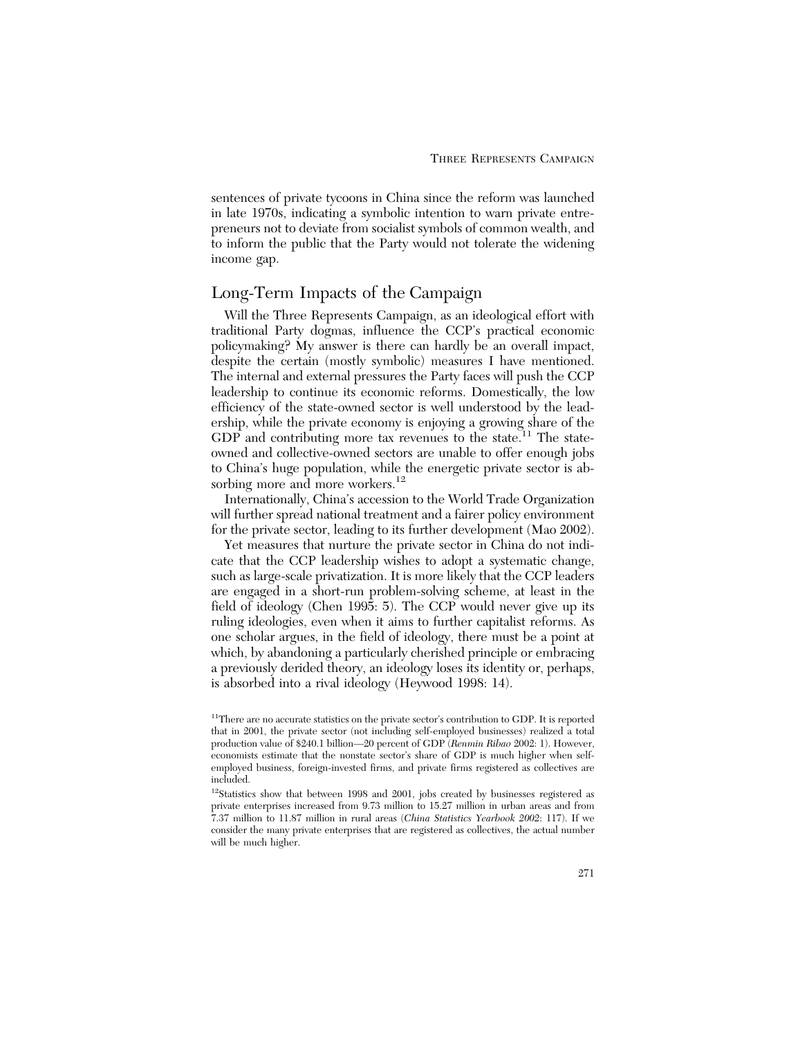sentences of private tycoons in China since the reform was launched in late 1970s, indicating a symbolic intention to warn private entrepreneurs not to deviate from socialist symbols of common wealth, and to inform the public that the Party would not tolerate the widening income gap.

## Long-Term Impacts of the Campaign

Will the Three Represents Campaign, as an ideological effort with traditional Party dogmas, influence the CCP's practical economic policymaking? My answer is there can hardly be an overall impact, despite the certain (mostly symbolic) measures I have mentioned. The internal and external pressures the Party faces will push the CCP leadership to continue its economic reforms. Domestically, the low efficiency of the state-owned sector is well understood by the leadership, while the private economy is enjoying a growing share of the GDP and contributing more tax revenues to the state.[11] The state-owned and collective-owned sectors are unable to offer enough jobs to China's huge population, while the energetic private sector is absorbing more and more workers.[12]

Internationally, China's accession to the World Trade Organization will further spread national treatment and a fairer policy environment for the private sector, leading to its further development (Mao 2002).

Yet measures that nurture the private sector in China do not indicate that the CCP leadership wishes to adopt a systematic change, such as large-scale privatization. It is more likely that the CCP leaders are engaged in a short-run problem-solving scheme, at least in the field of ideology (Chen 1995: 5). The CCP would never give up its ruling ideologies, even when it aims to further capitalist reforms. As one scholar argues, in the field of ideology, there must be a point at which, by abandoning a particularly cherished principle or embracing a previously derided theory, an ideology loses its identity or, perhaps, is absorbed into a rival ideology (Heywood 1998: 14).

[11] There are no accurate statistics on the private sector's contribution to GDP. It is reported that in 2001, the private sector (not including self-employed businesses) realized a total production value of $240.1 billion—20 percent of GDP (*Renmin Ribao* 2002: 1). However, economists estimate that the nonstate sector's share of GDP is much higher when self-employed business, foreign-invested firms, and private firms registered as collectives are included.

[12] Statistics show that between 1998 and 2001, jobs created by businesses registered as private enterprises increased from 9.73 million to 15.27 million in urban areas and from 7.37 million to 11.87 million in rural areas (*China Statistics Yearbook 2002*: 117). If we consider the many private enterprises that are registered as collectives, the actual number will be much higher.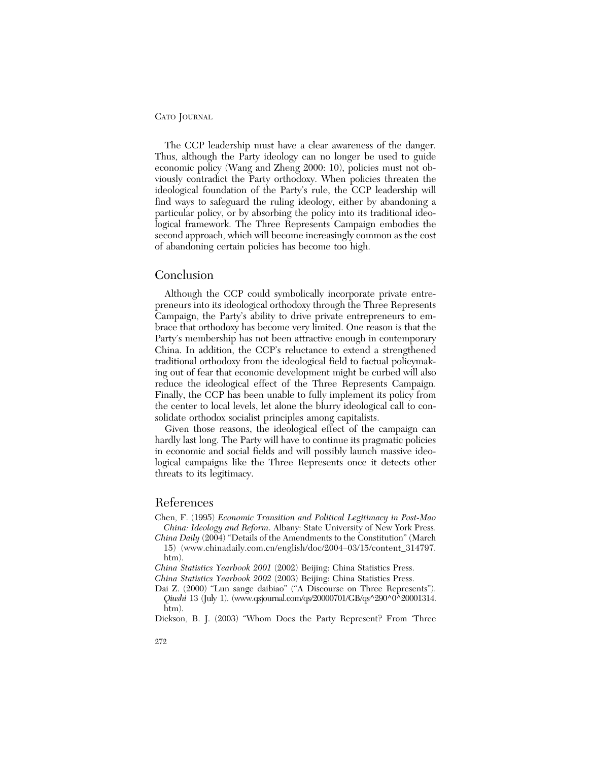The CCP leadership must have a clear awareness of the danger. Thus, although the Party ideology can no longer be used to guide economic policy (Wang and Zheng 2000: 10), policies must not obviously contradict the Party orthodoxy. When policies threaten the ideological foundation of the Party's rule, the CCP leadership will find ways to safeguard the ruling ideology, either by abandoning a particular policy, or by absorbing the policy into its traditional ideological framework. The Three Represents Campaign embodies the second approach, which will become increasingly common as the cost of abandoning certain policies has become too high.

## Conclusion

Although the CCP could symbolically incorporate private entrepreneurs into its ideological orthodoxy through the Three Represents Campaign, the Party's ability to drive private entrepreneurs to embrace that orthodoxy has become very limited. One reason is that the Party's membership has not been attractive enough in contemporary China. In addition, the CCP's reluctance to extend a strengthened traditional orthodoxy from the ideological field to factual policymaking out of fear that economic development might be curbed will also reduce the ideological effect of the Three Represents Campaign. Finally, the CCP has been unable to fully implement its policy from the center to local levels, let alone the blurry ideological call to consolidate orthodox socialist principles among capitalists.

Given those reasons, the ideological effect of the campaign can hardly last long. The Party will have to continue its pragmatic policies in economic and social fields and will possibly launch massive ideological campaigns like the Three Represents once it detects other threats to its legitimacy.

## References

Chen, F. (1995) *Economic Transition and Political Legitimacy in Post-Mao China: Ideology and Reform*. Albany: State University of New York Press.

*China Daily* (2004) "Details of the Amendments to the Constitution" (March 15) (www.chinadaily.com.cn/english/doc/2004–03/15/content_314797.htm).

*China Statistics Yearbook 2001* (2002) Beijing: China Statistics Press.

*China Statistics Yearbook 2002* (2003) Beijing: China Statistics Press.

Dai Z. (2000) "Lun sange daibiao" ("A Discourse on Three Represents"). *Qiushi* 13 (July 1). (www.qsjournal.com/qs/20000701/GB/qs^290^0^20001314.htm).

Dickson, B. J. (2003) "Whom Does the Party Represent? From 'Three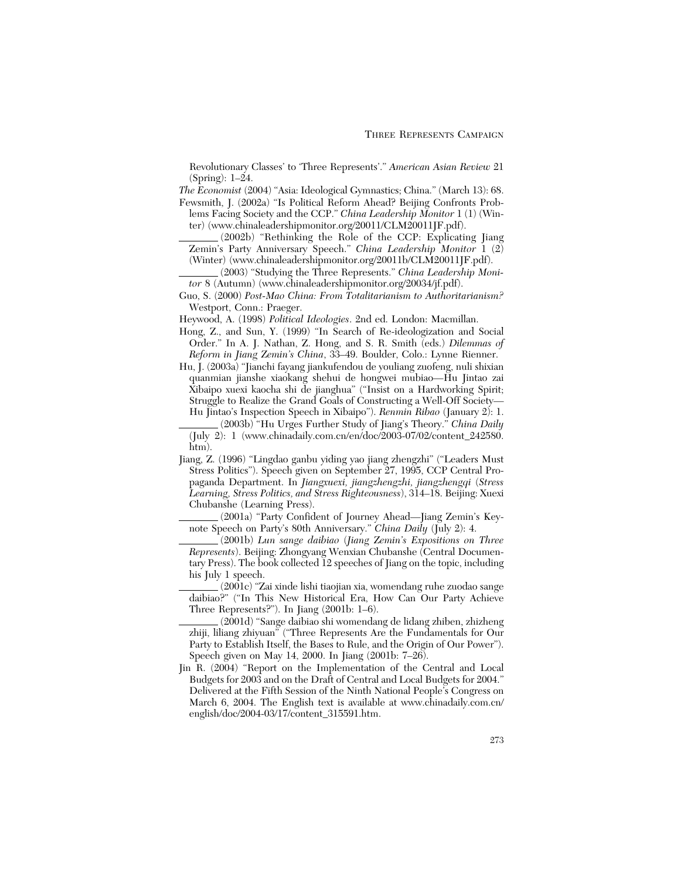Revolutionary Classes' to 'Three Represents'." *American Asian Review* 21 (Spring): 1–24.

*The Economist* (2004) "Asia: Ideological Gymnastics; China." (March 13): 68.

Fewsmith, J. (2002a) "Is Political Reform Ahead? Beijing Confronts Problems Facing Society and the CCP." *China Leadership Monitor* 1 (1) (Winter) (www.chinaleadershipmonitor.org/20011/CLM20011JF.pdf).

________ (2002b) "Rethinking the Role of the CCP: Explicating Jiang Zemin's Party Anniversary Speech." *China Leadership Monitor* 1 (2) (Winter) (www.chinaleadershipmonitor.org/20011b/CLM20011JF.pdf).

________ (2003) "Studying the Three Represents." *China Leadership Monitor* 8 (Autumn) (www.chinaleadershipmonitor.org/20034/jf.pdf).

Guo, S. (2000) *Post-Mao China: From Totalitarianism to Authoritarianism?* Westport, Conn.: Praeger.

Heywood, A. (1998) *Political Ideologies*. 2nd ed. London: Macmillan.

Hong, Z., and Sun, Y. (1999) "In Search of Re-ideologization and Social Order." In A. J. Nathan, Z. Hong, and S. R. Smith (eds.) *Dilemmas of Reform in Jiang Zemin's China*, 33–49. Boulder, Colo.: Lynne Rienner.

Hu, J. (2003a) "Jianchi fayang jiankufendou de youliang zuofeng, nuli shixian quanmian jianshe xiaokang shehui de hongwei mubiao—Hu Jintao zai Xibaipo xuexi kaocha shi de jianghua" ("Insist on a Hardworking Spirit; Struggle to Realize the Grand Goals of Constructing a Well-Off Society—Hu Jintao's Inspection Speech in Xibaipo"). *Renmin Ribao* (January 2): 1.

________ (2003b) "Hu Urges Further Study of Jiang's Theory." *China Daily* (July 2): 1 (www.chinadaily.com.cn/en/doc/2003-07/02/content_242580.htm).

Jiang, Z. (1996) "Lingdao ganbu yiding yao jiang zhengzhi" ("Leaders Must Stress Politics"). Speech given on September 27, 1995, CCP Central Propaganda Department. In *Jiangxuexi, jiangzhengzhi, jiangzhengqi* (*Stress Learning, Stress Politics, and Stress Righteousness*), 314–18. Beijing: Xuexi Chubanshe (Learning Press).

________ (2001a) "Party Confident of Journey Ahead—Jiang Zemin's Keynote Speech on Party's 80th Anniversary." *China Daily* (July 2): 4.

________ (2001b) *Lun sange daibiao* (*Jiang Zemin's Expositions on Three Represents*). Beijing: Zhongyang Wenxian Chubanshe (Central Documentary Press). The book collected 12 speeches of Jiang on the topic, including his July 1 speech.

________ (2001c) "Zai xinde lishi tiaojian xia, womendang ruhe zuodao sange daibiao?" ("In This New Historical Era, How Can Our Party Achieve Three Represents?"). In Jiang (2001b: 1–6).

________ (2001d) "Sange daibiao shi womendang de lidang zhiben, zhizheng zhiji, liliang zhiyuan" ("Three Represents Are the Fundamentals for Our Party to Establish Itself, the Bases to Rule, and the Origin of Our Power"). Speech given on May 14, 2000. In Jiang (2001b: 7–26).

Jin R. (2004) "Report on the Implementation of the Central and Local Budgets for 2003 and on the Draft of Central and Local Budgets for 2004." Delivered at the Fifth Session of the Ninth National People's Congress on March 6, 2004. The English text is available at www.chinadaily.com.cn/english/doc/2004-03/17/content_315591.htm.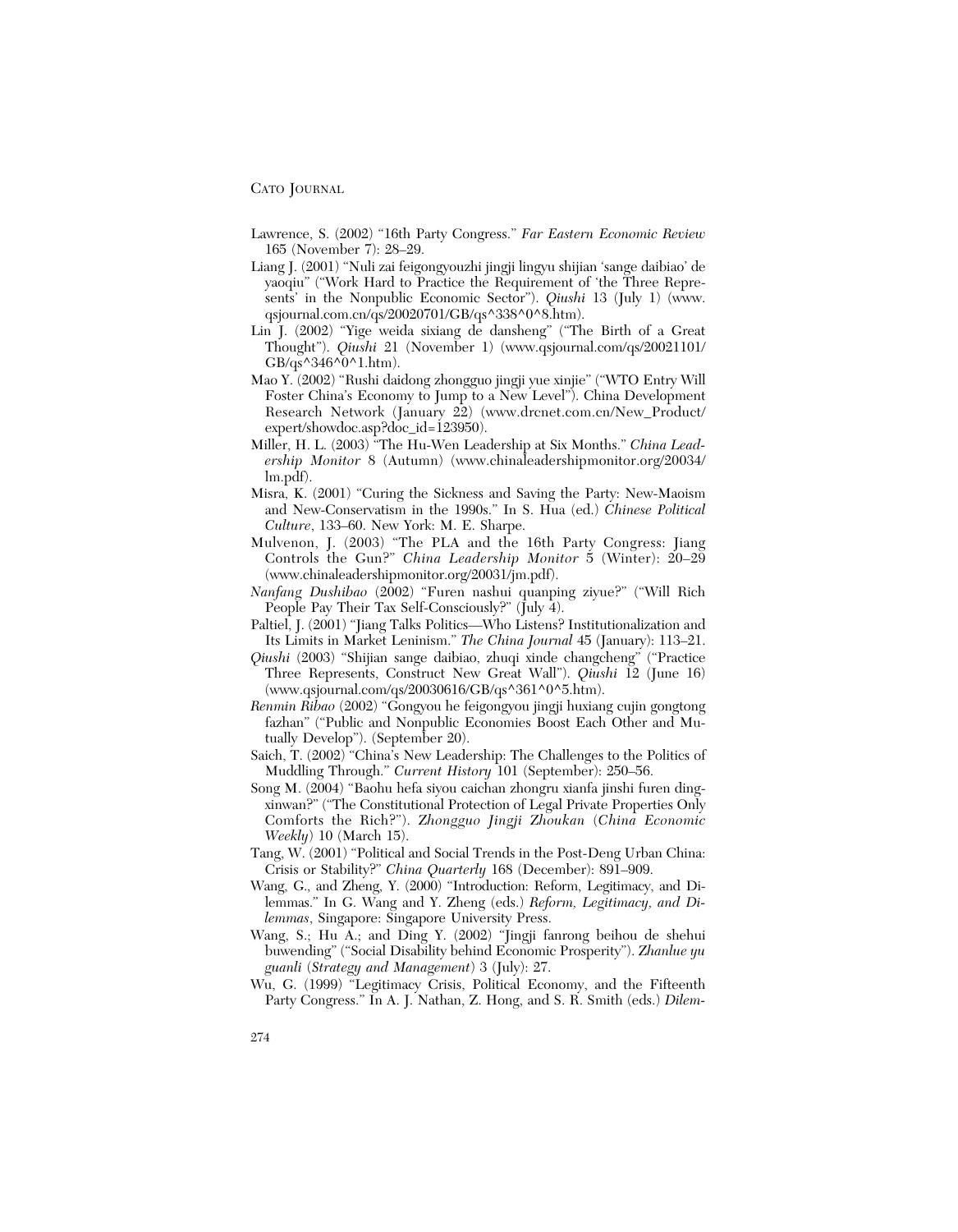Lawrence, S. (2002) "16th Party Congress." *Far Eastern Economic Review* 165 (November 7): 28–29.

Liang J. (2001) "Nuli zai feigongyouzhi jingji lingyu shijian 'sange daibiao' de yaoqiu" ("Work Hard to Practice the Requirement of 'the Three Represents' in the Nonpublic Economic Sector"). *Qiushi* 13 (July 1) (www.qsjournal.com.cn/qs/20020701/GB/qs^338^0^8.htm).

Lin J. (2002) "Yige weida sixiang de dansheng" ("The Birth of a Great Thought"). *Qiushi* 21 (November 1) (www.qsjournal.com/qs/20021101/GB/qs^346^0^1.htm).

Mao Y. (2002) "Rushi daidong zhongguo jingji yue xinjie" ("WTO Entry Will Foster China's Economy to Jump to a New Level"). China Development Research Network (January 22) (www.drcnet.com.cn/New_Product/expert/showdoc.asp?doc_id=123950).

Miller, H. L. (2003) "The Hu-Wen Leadership at Six Months." *China Leadership Monitor* 8 (Autumn) (www.chinaleadershipmonitor.org/20034/lm.pdf).

Misra, K. (2001) "Curing the Sickness and Saving the Party: New-Maoism and New-Conservatism in the 1990s." In S. Hua (ed.) *Chinese Political Culture*, 133–60. New York: M. E. Sharpe.

Mulvenon, J. (2003) "The PLA and the 16th Party Congress: Jiang Controls the Gun?" *China Leadership Monitor* 5 (Winter): 20–29 (www.chinaleadershipmonitor.org/20031/jm.pdf).

*Nanfang Dushibao* (2002) "Furen nashui quanping ziyue?" ("Will Rich People Pay Their Tax Self-Consciously?" (July 4).

Paltiel, J. (2001) "Jiang Talks Politics—Who Listens? Institutionalization and Its Limits in Market Leninism." *The China Journal* 45 (January): 113–21.

*Qiushi* (2003) "Shijian sange daibiao, zhuqi xinde changcheng" ("Practice Three Represents, Construct New Great Wall"). *Qiushi* 12 (June 16) (www.qsjournal.com/qs/20030616/GB/qs^361^0^5.htm).

*Renmin Ribao* (2002) "Gongyou he feigongyou jingji huxiang cujin gongtong fazhan" ("Public and Nonpublic Economies Boost Each Other and Mutually Develop"). (September 20).

Saich, T. (2002) "China's New Leadership: The Challenges to the Politics of Muddling Through." *Current History* 101 (September): 250–56.

Song M. (2004) "Baohu hefa siyou caichan zhongru xianfa jinshi furen dingxinwan?" ("The Constitutional Protection of Legal Private Properties Only Comforts the Rich?"). *Zhongguo Jingji Zhoukan* (*China Economic Weekly*) 10 (March 15).

Tang, W. (2001) "Political and Social Trends in the Post-Deng Urban China: Crisis or Stability?" *China Quarterly* 168 (December): 891–909.

Wang, G., and Zheng, Y. (2000) "Introduction: Reform, Legitimacy, and Dilemmas." In G. Wang and Y. Zheng (eds.) *Reform, Legitimacy, and Dilemmas*, Singapore: Singapore University Press.

Wang, S.; Hu A.; and Ding Y. (2002) "Jingji fanrong beihou de shehui buwending" ("Social Disability behind Economic Prosperity"). *Zhanlue yu guanli* (*Strategy and Management*) 3 (July): 27.

Wu, G. (1999) "Legitimacy Crisis, Political Economy, and the Fifteenth Party Congress." In A. J. Nathan, Z. Hong, and S. R. Smith (eds.) *Dilem-*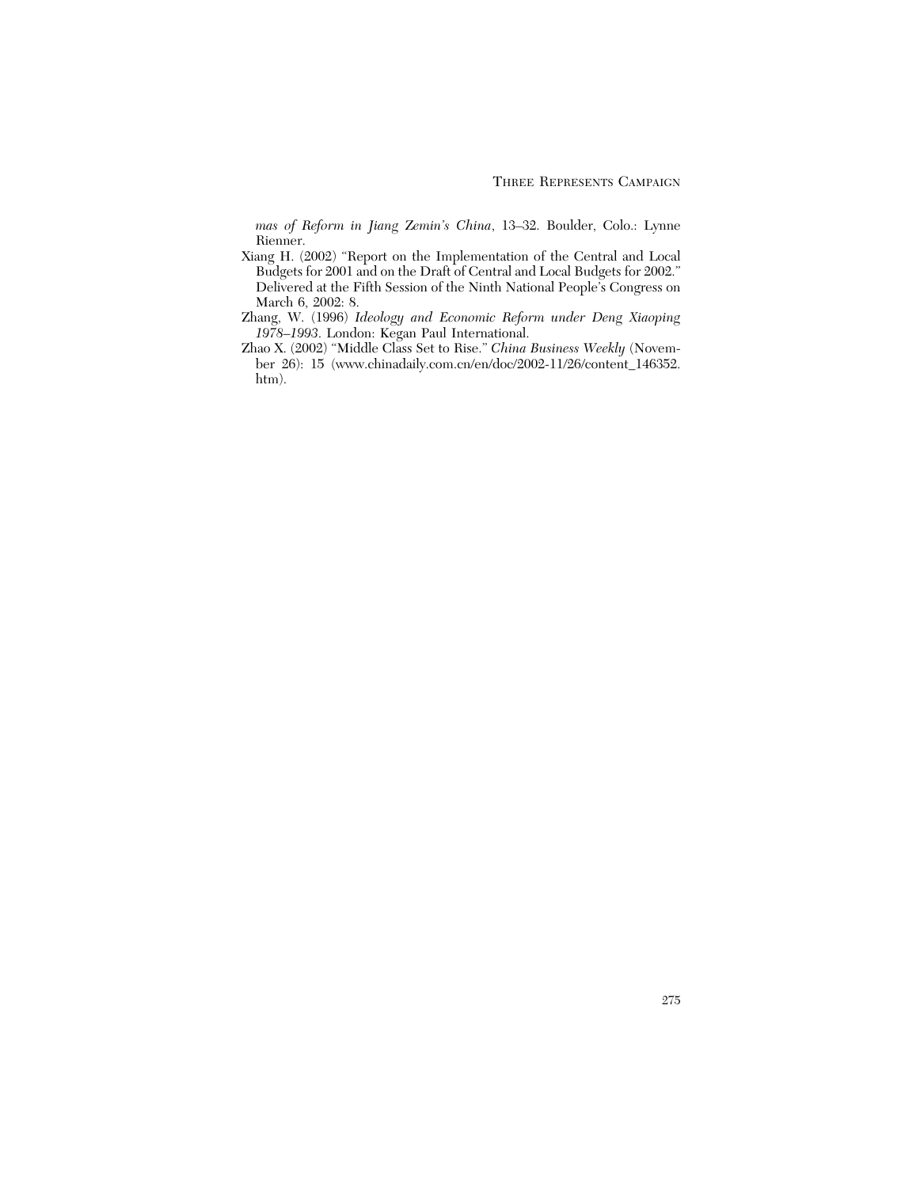*mas of Reform in Jiang Zemin's China*, 13–32. Boulder, Colo.: Lynne Rienner.

Xiang H. (2002) "Report on the Implementation of the Central and Local Budgets for 2001 and on the Draft of Central and Local Budgets for 2002." Delivered at the Fifth Session of the Ninth National People's Congress on March 6, 2002: 8.

Zhang, W. (1996) *Ideology and Economic Reform under Deng Xiaoping 1978–1993*. London: Kegan Paul International.

Zhao X. (2002) "Middle Class Set to Rise." *China Business Weekly* (November 26): 15 (www.chinadaily.com.cn/en/doc/2002-11/26/content_146352.htm).